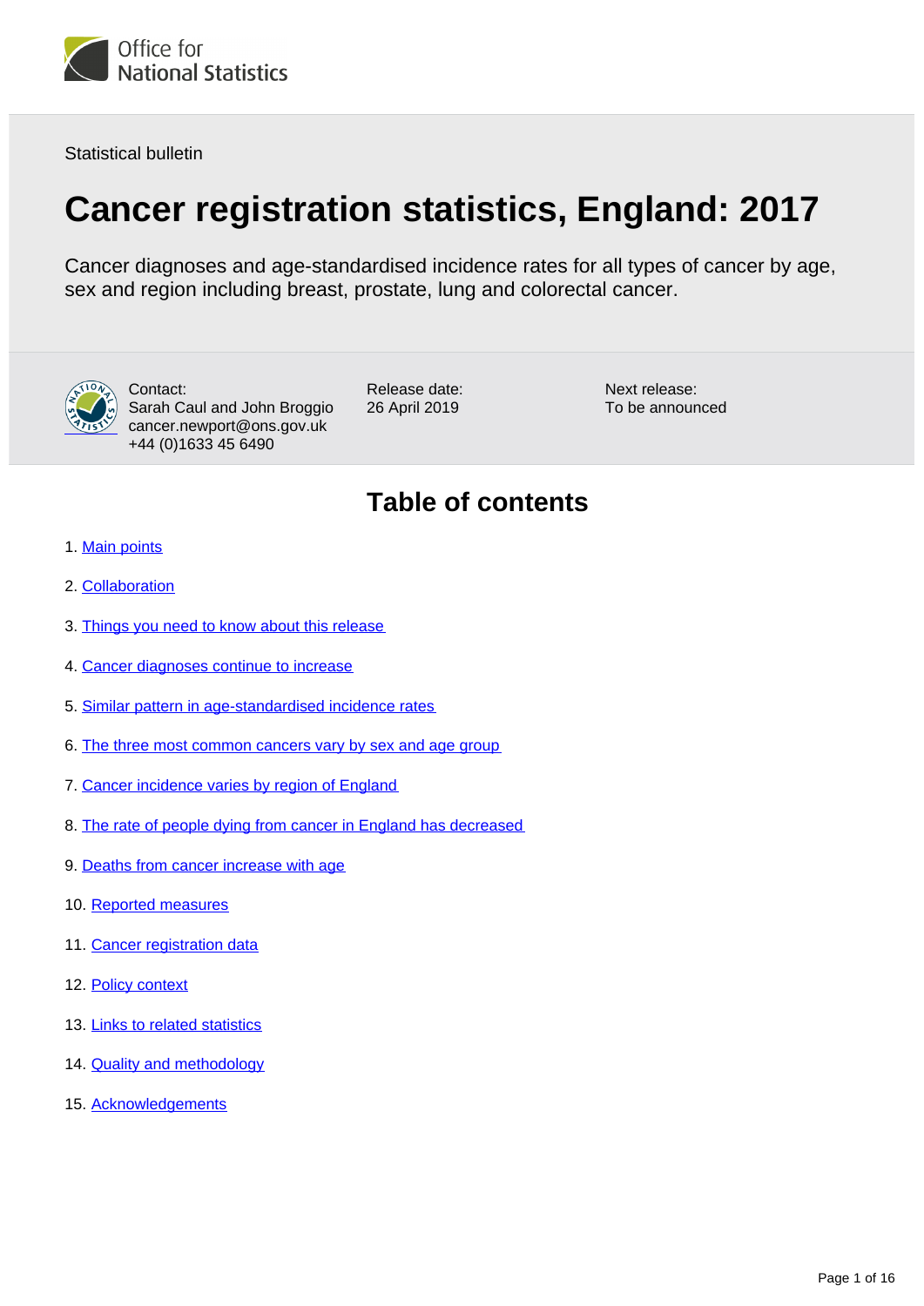Office for National Statistics

Statistical bulletin

# Cancer registration statistics, England: 2017

Cancer diagnoses and age-standardised incidence rates for all types of cancer by age, sex and region including breast, prostate, lung and colorectal cancer.

Contact:
Sarah Caul and John Broggio
cancer.newport@ons.gov.uk
+44 (0)1633 45 6490

Release date:
26 April 2019

Next release:
To be announced

## Table of contents

1. Main points
2. Collaboration
3. Things you need to know about this release
4. Cancer diagnoses continue to increase
5. Similar pattern in age-standardised incidence rates
6. The three most common cancers vary by sex and age group
7. Cancer incidence varies by region of England
8. The rate of people dying from cancer in England has decreased
9. Deaths from cancer increase with age
10. Reported measures
11. Cancer registration data
12. Policy context
13. Links to related statistics
14. Quality and methodology
15. Acknowledgements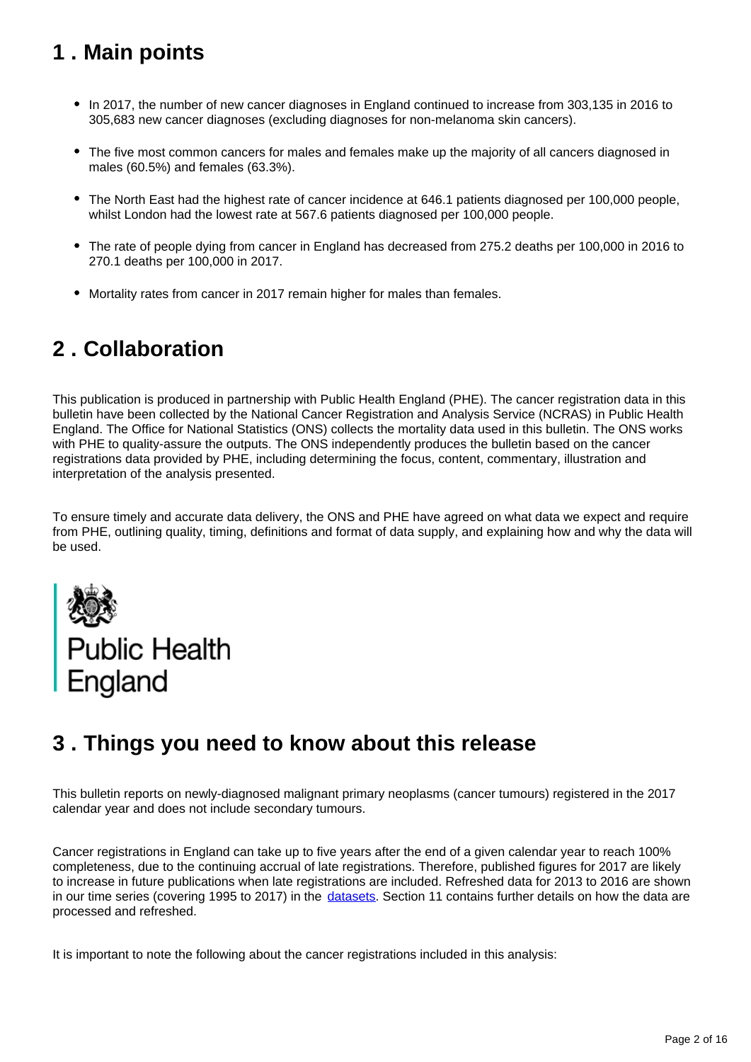## 1 . Main points

- In 2017, the number of new cancer diagnoses in England continued to increase from 303,135 in 2016 to 305,683 new cancer diagnoses (excluding diagnoses for non-melanoma skin cancers).
- The five most common cancers for males and females make up the majority of all cancers diagnosed in males (60.5%) and females (63.3%).
- The North East had the highest rate of cancer incidence at 646.1 patients diagnosed per 100,000 people, whilst London had the lowest rate at 567.6 patients diagnosed per 100,000 people.
- The rate of people dying from cancer in England has decreased from 275.2 deaths per 100,000 in 2016 to 270.1 deaths per 100,000 in 2017.
- Mortality rates from cancer in 2017 remain higher for males than females.

## 2 . Collaboration

This publication is produced in partnership with Public Health England (PHE). The cancer registration data in this bulletin have been collected by the National Cancer Registration and Analysis Service (NCRAS) in Public Health England. The Office for National Statistics (ONS) collects the mortality data used in this bulletin. The ONS works with PHE to quality-assure the outputs. The ONS independently produces the bulletin based on the cancer registrations data provided by PHE, including determining the focus, content, commentary, illustration and interpretation of the analysis presented.

To ensure timely and accurate data delivery, the ONS and PHE have agreed on what data we expect and require from PHE, outlining quality, timing, definitions and format of data supply, and explaining how and why the data will be used.

Public Health England

## 3 . Things you need to know about this release

This bulletin reports on newly-diagnosed malignant primary neoplasms (cancer tumours) registered in the 2017 calendar year and does not include secondary tumours.

Cancer registrations in England can take up to five years after the end of a given calendar year to reach 100% completeness, due to the continuing accrual of late registrations. Therefore, published figures for 2017 are likely to increase in future publications when late registrations are included. Refreshed data for 2013 to 2016 are shown in our time series (covering 1995 to 2017) in the datasets. Section 11 contains further details on how the data are processed and refreshed.

It is important to note the following about the cancer registrations included in this analysis: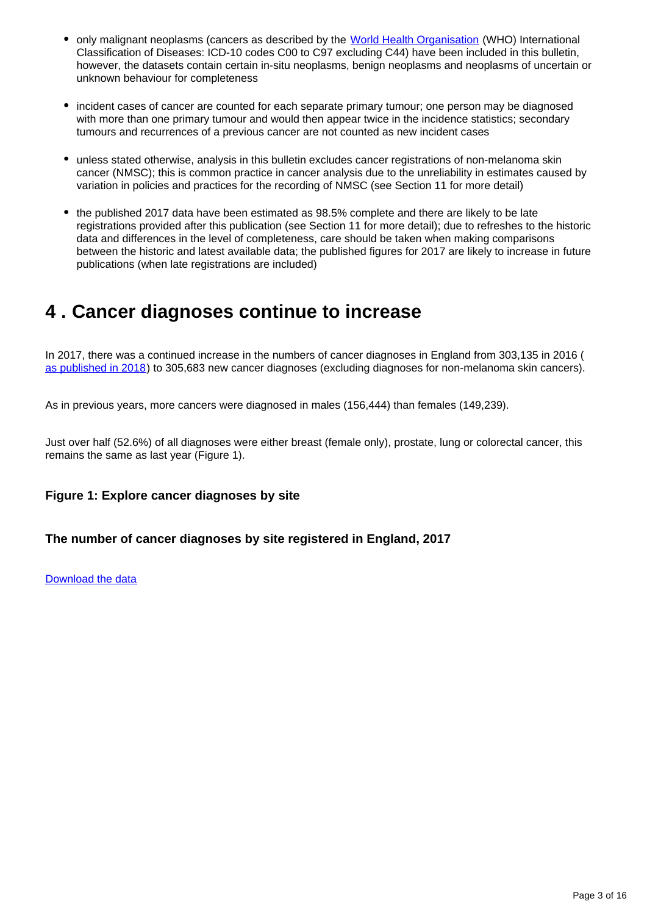- only malignant neoplasms (cancers as described by the World Health Organisation (WHO) International Classification of Diseases: ICD-10 codes C00 to C97 excluding C44) have been included in this bulletin, however, the datasets contain certain in-situ neoplasms, benign neoplasms and neoplasms of uncertain or unknown behaviour for completeness

- incident cases of cancer are counted for each separate primary tumour; one person may be diagnosed with more than one primary tumour and would then appear twice in the incidence statistics; secondary tumours and recurrences of a previous cancer are not counted as new incident cases

- unless stated otherwise, analysis in this bulletin excludes cancer registrations of non-melanoma skin cancer (NMSC); this is common practice in cancer analysis due to the unreliability in estimates caused by variation in policies and practices for the recording of NMSC (see Section 11 for more detail)

- the published 2017 data have been estimated as 98.5% complete and there are likely to be late registrations provided after this publication (see Section 11 for more detail); due to refreshes to the historic data and differences in the level of completeness, care should be taken when making comparisons between the historic and latest available data; the published figures for 2017 are likely to increase in future publications (when late registrations are included)

## 4 . Cancer diagnoses continue to increase

In 2017, there was a continued increase in the numbers of cancer diagnoses in England from 303,135 in 2016 (as published in 2018) to 305,683 new cancer diagnoses (excluding diagnoses for non-melanoma skin cancers).

As in previous years, more cancers were diagnosed in males (156,444) than females (149,239).

Just over half (52.6%) of all diagnoses were either breast (female only), prostate, lung or colorectal cancer, this remains the same as last year (Figure 1).

### Figure 1: Explore cancer diagnoses by site

### The number of cancer diagnoses by site registered in England, 2017

Download the data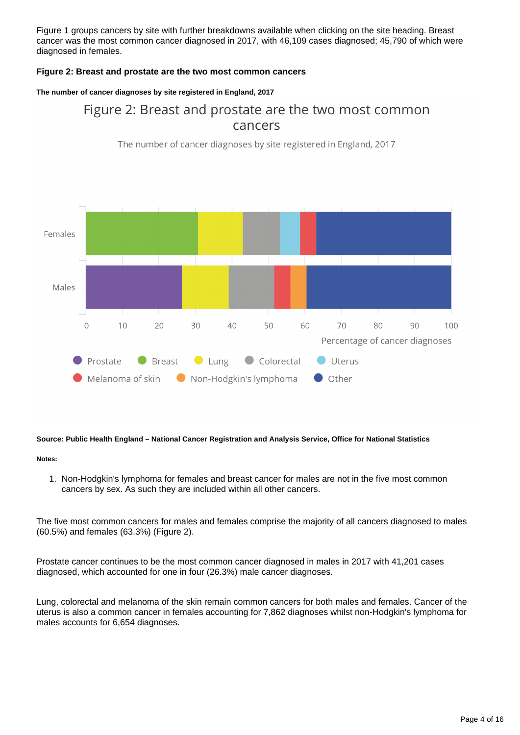Figure 1 groups cancers by site with further breakdowns available when clicking on the site heading. Breast cancer was the most common cancer diagnosed in 2017, with 46,109 cases diagnosed; 45,790 of which were diagnosed in females.

**Figure 2: Breast and prostate are the two most common cancers**

**The number of cancer diagnoses by site registered in England, 2017**

**Source: Public Health England – National Cancer Registration and Analysis Service, Office for National Statistics**

**Notes:**

1. Non-Hodgkin's lymphoma for females and breast cancer for males are not in the five most common cancers by sex. As such they are included within all other cancers.

The five most common cancers for males and females comprise the majority of all cancers diagnosed to males (60.5%) and females (63.3%) (Figure 2).

Prostate cancer continues to be the most common cancer diagnosed in males in 2017 with 41,201 cases diagnosed, which accounted for one in four (26.3%) male cancer diagnoses.

Lung, colorectal and melanoma of the skin remain common cancers for both males and females. Cancer of the uterus is also a common cancer in females accounting for 7,862 diagnoses whilst non-Hodgkin's lymphoma for males accounts for 6,654 diagnoses.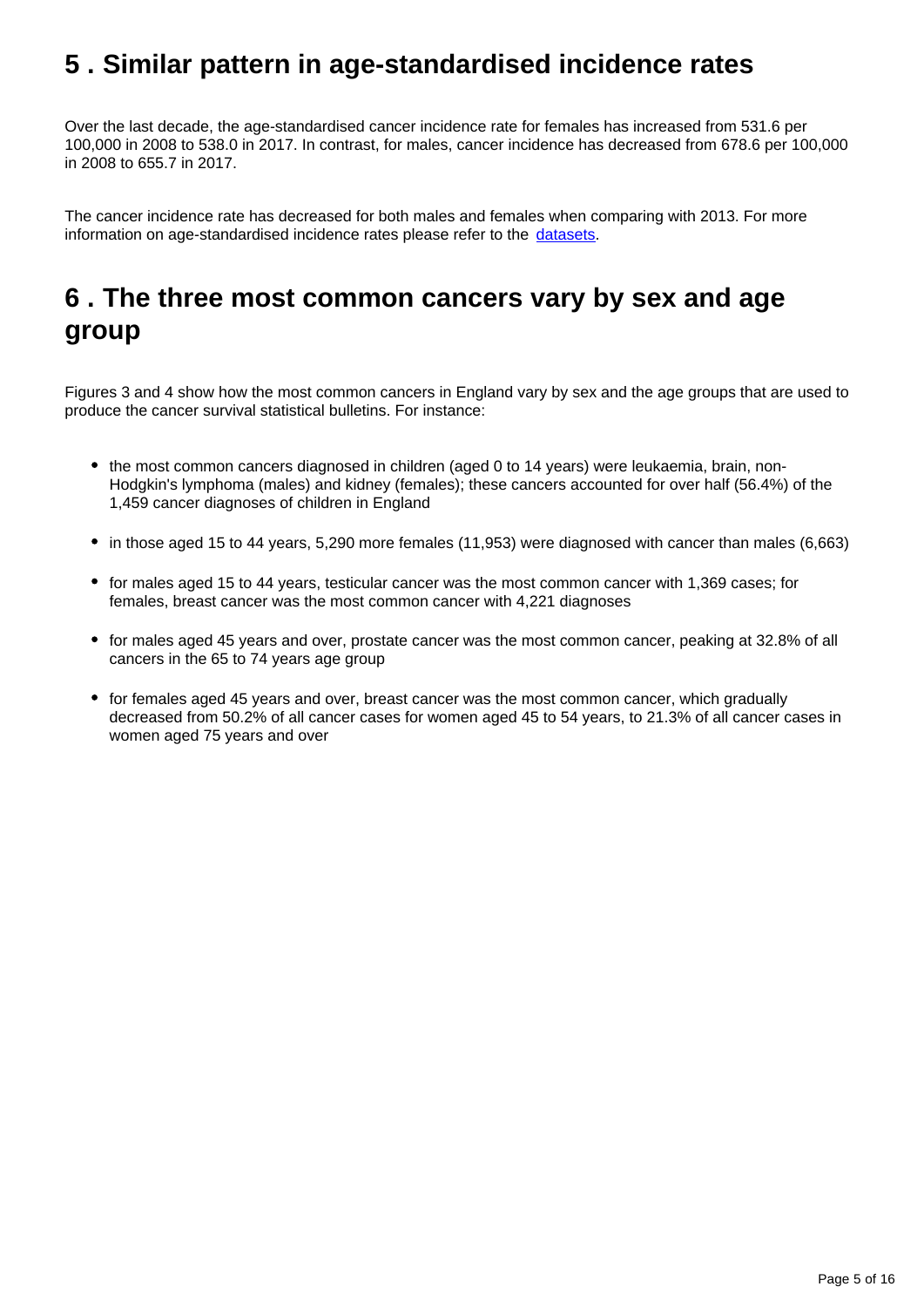## 5 . Similar pattern in age-standardised incidence rates

Over the last decade, the age-standardised cancer incidence rate for females has increased from 531.6 per 100,000 in 2008 to 538.0 in 2017. In contrast, for males, cancer incidence has decreased from 678.6 per 100,000 in 2008 to 655.7 in 2017.

The cancer incidence rate has decreased for both males and females when comparing with 2013. For more information on age-standardised incidence rates please refer to the [datasets](#).

## 6 . The three most common cancers vary by sex and age group

Figures 3 and 4 show how the most common cancers in England vary by sex and the age groups that are used to produce the cancer survival statistical bulletins. For instance:

- the most common cancers diagnosed in children (aged 0 to 14 years) were leukaemia, brain, non-Hodgkin's lymphoma (males) and kidney (females); these cancers accounted for over half (56.4%) of the 1,459 cancer diagnoses of children in England
- in those aged 15 to 44 years, 5,290 more females (11,953) were diagnosed with cancer than males (6,663)
- for males aged 15 to 44 years, testicular cancer was the most common cancer with 1,369 cases; for females, breast cancer was the most common cancer with 4,221 diagnoses
- for males aged 45 years and over, prostate cancer was the most common cancer, peaking at 32.8% of all cancers in the 65 to 74 years age group
- for females aged 45 years and over, breast cancer was the most common cancer, which gradually decreased from 50.2% of all cancer cases for women aged 45 to 54 years, to 21.3% of all cancer cases in women aged 75 years and over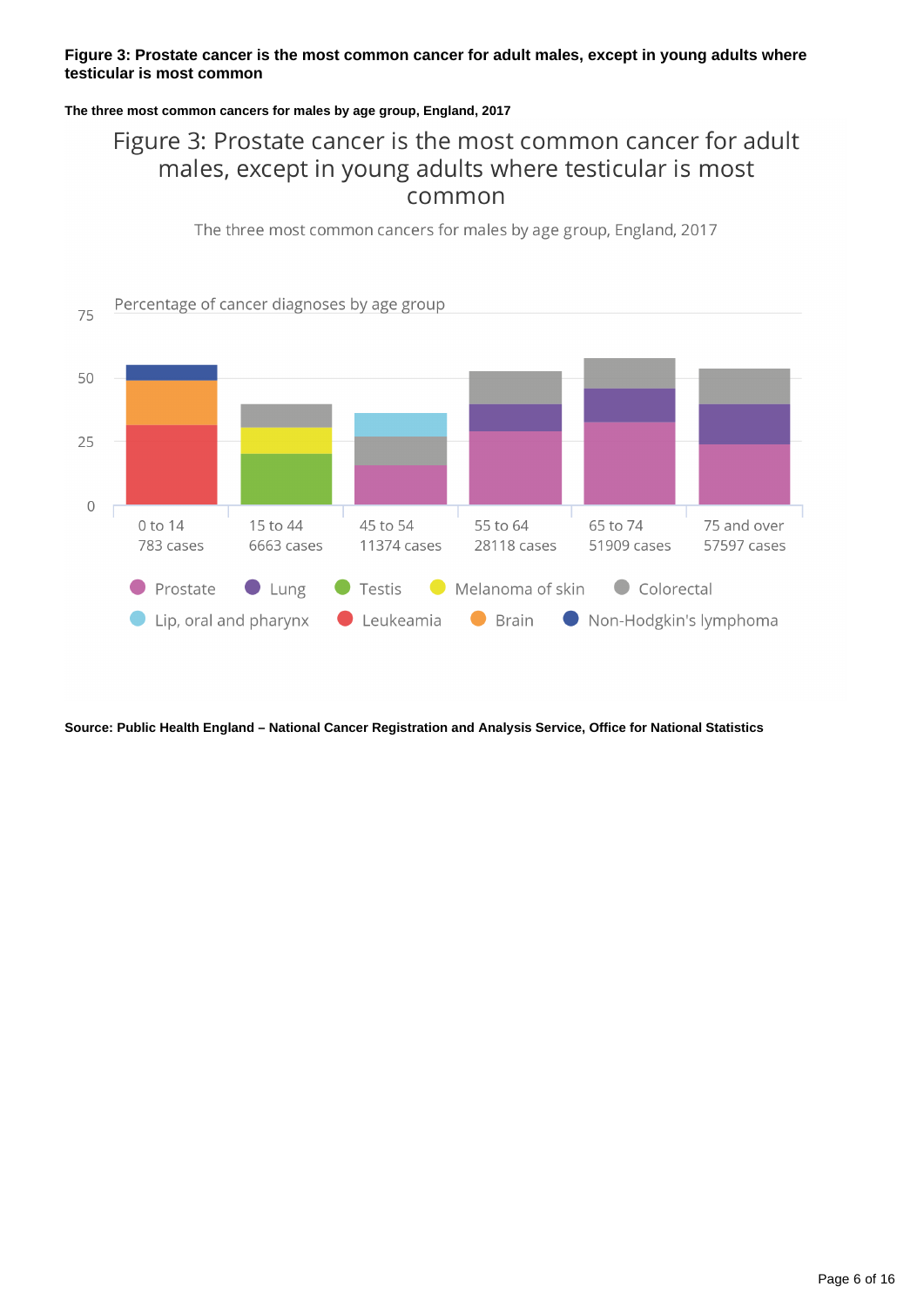**Figure 3: Prostate cancer is the most common cancer for adult males, except in young adults where testicular is most common**

**The three most common cancers for males by age group, England, 2017**

Figure 3: Prostate cancer is the most common cancer for adult males, except in young adults where testicular is most common

The three most common cancers for males by age group, England, 2017

Percentage of cancer diagnoses by age group

| Age group | Cases |
|---|---|
| 0 to 14 | 783 cases |
| 15 to 44 | 6663 cases |
| 45 to 54 | 11374 cases |
| 55 to 64 | 28118 cases |
| 65 to 74 | 51909 cases |
| 75 and over | 57597 cases |

Prostate, Lung, Testis, Melanoma of skin, Colorectal, Lip, oral and pharynx, Leukeamia, Brain, Non-Hodgkin's lymphoma

**Source: Public Health England – National Cancer Registration and Analysis Service, Office for National Statistics**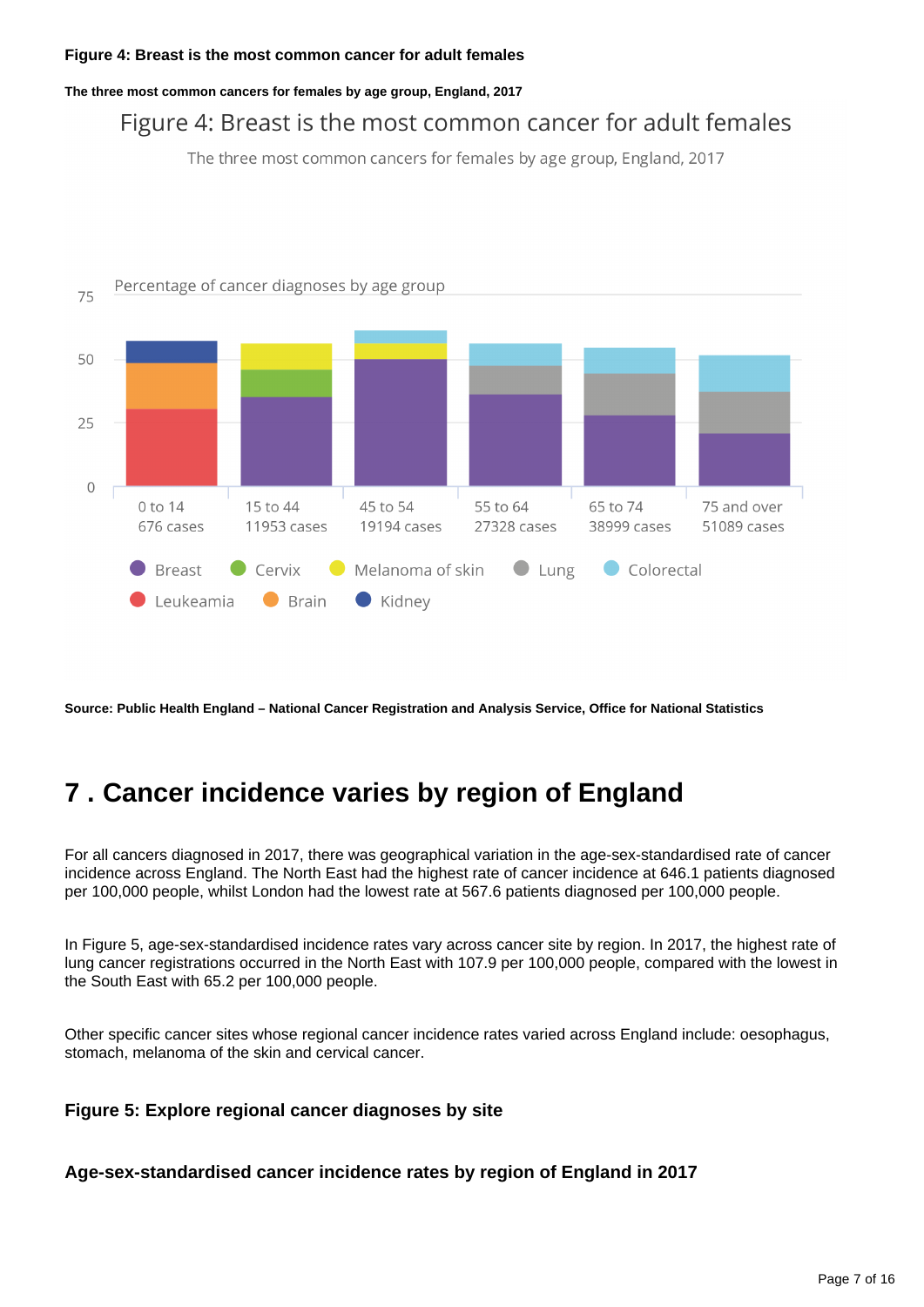**Figure 4: Breast is the most common cancer for adult females**

**The three most common cancers for females by age group, England, 2017**

Figure 4: Breast is the most common cancer for adult females

The three most common cancers for females by age group, England, 2017

Percentage of cancer diagnoses by age group

| Age group | Cases |
|---|---|
| 0 to 14 | 676 cases |
| 15 to 44 | 11953 cases |
| 45 to 54 | 19194 cases |
| 55 to 64 | 27328 cases |
| 65 to 74 | 38999 cases |
| 75 and over | 51089 cases |

Breast, Cervix, Melanoma of skin, Lung, Colorectal, Leukeamia, Brain, Kidney

**Source: Public Health England – National Cancer Registration and Analysis Service, Office for National Statistics**

# 7 . Cancer incidence varies by region of England

For all cancers diagnosed in 2017, there was geographical variation in the age-sex-standardised rate of cancer incidence across England. The North East had the highest rate of cancer incidence at 646.1 patients diagnosed per 100,000 people, whilst London had the lowest rate at 567.6 patients diagnosed per 100,000 people.

In Figure 5, age-sex-standardised incidence rates vary across cancer site by region. In 2017, the highest rate of lung cancer registrations occurred in the North East with 107.9 per 100,000 people, compared with the lowest in the South East with 65.2 per 100,000 people.

Other specific cancer sites whose regional cancer incidence rates varied across England include: oesophagus, stomach, melanoma of the skin and cervical cancer.

### Figure 5: Explore regional cancer diagnoses by site

### Age-sex-standardised cancer incidence rates by region of England in 2017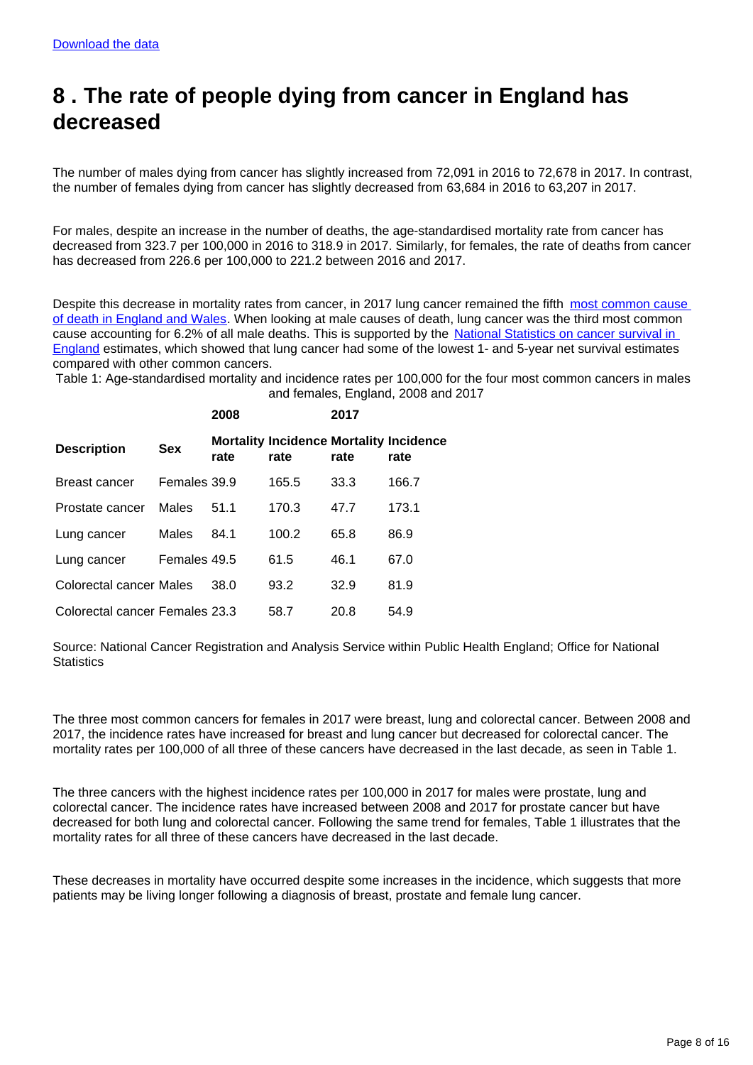Download the data

# 8 . The rate of people dying from cancer in England has decreased

The number of males dying from cancer has slightly increased from 72,091 in 2016 to 72,678 in 2017. In contrast, the number of females dying from cancer has slightly decreased from 63,684 in 2016 to 63,207 in 2017.

For males, despite an increase in the number of deaths, the age-standardised mortality rate from cancer has decreased from 323.7 per 100,000 in 2016 to 318.9 in 2017. Similarly, for females, the rate of deaths from cancer has decreased from 226.6 per 100,000 to 221.2 between 2016 and 2017.

Despite this decrease in mortality rates from cancer, in 2017 lung cancer remained the fifth most common cause of death in England and Wales. When looking at male causes of death, lung cancer was the third most common cause accounting for 6.2% of all male deaths. This is supported by the National Statistics on cancer survival in England estimates, which showed that lung cancer had some of the lowest 1- and 5-year net survival estimates compared with other common cancers.

Table 1: Age-standardised mortality and incidence rates per 100,000 for the four most common cancers in males and females, England, 2008 and 2017

| | | 2008 | | 2017 | |
|---|---|---|---|---|---|
| **Description** | **Sex** | **Mortality rate** | **Incidence rate** | **Mortality rate** | **Incidence rate** |
| Breast cancer | Females | 39.9 | 165.5 | 33.3 | 166.7 |
| Prostate cancer | Males | 51.1 | 170.3 | 47.7 | 173.1 |
| Lung cancer | Males | 84.1 | 100.2 | 65.8 | 86.9 |
| Lung cancer | Females | 49.5 | 61.5 | 46.1 | 67.0 |
| Colorectal cancer | Males | 38.0 | 93.2 | 32.9 | 81.9 |
| Colorectal cancer | Females | 23.3 | 58.7 | 20.8 | 54.9 |

Source: National Cancer Registration and Analysis Service within Public Health England; Office for National Statistics

The three most common cancers for females in 2017 were breast, lung and colorectal cancer. Between 2008 and 2017, the incidence rates have increased for breast and lung cancer but decreased for colorectal cancer. The mortality rates per 100,000 of all three of these cancers have decreased in the last decade, as seen in Table 1.

The three cancers with the highest incidence rates per 100,000 in 2017 for males were prostate, lung and colorectal cancer. The incidence rates have increased between 2008 and 2017 for prostate cancer but have decreased for both lung and colorectal cancer. Following the same trend for females, Table 1 illustrates that the mortality rates for all three of these cancers have decreased in the last decade.

These decreases in mortality have occurred despite some increases in the incidence, which suggests that more patients may be living longer following a diagnosis of breast, prostate and female lung cancer.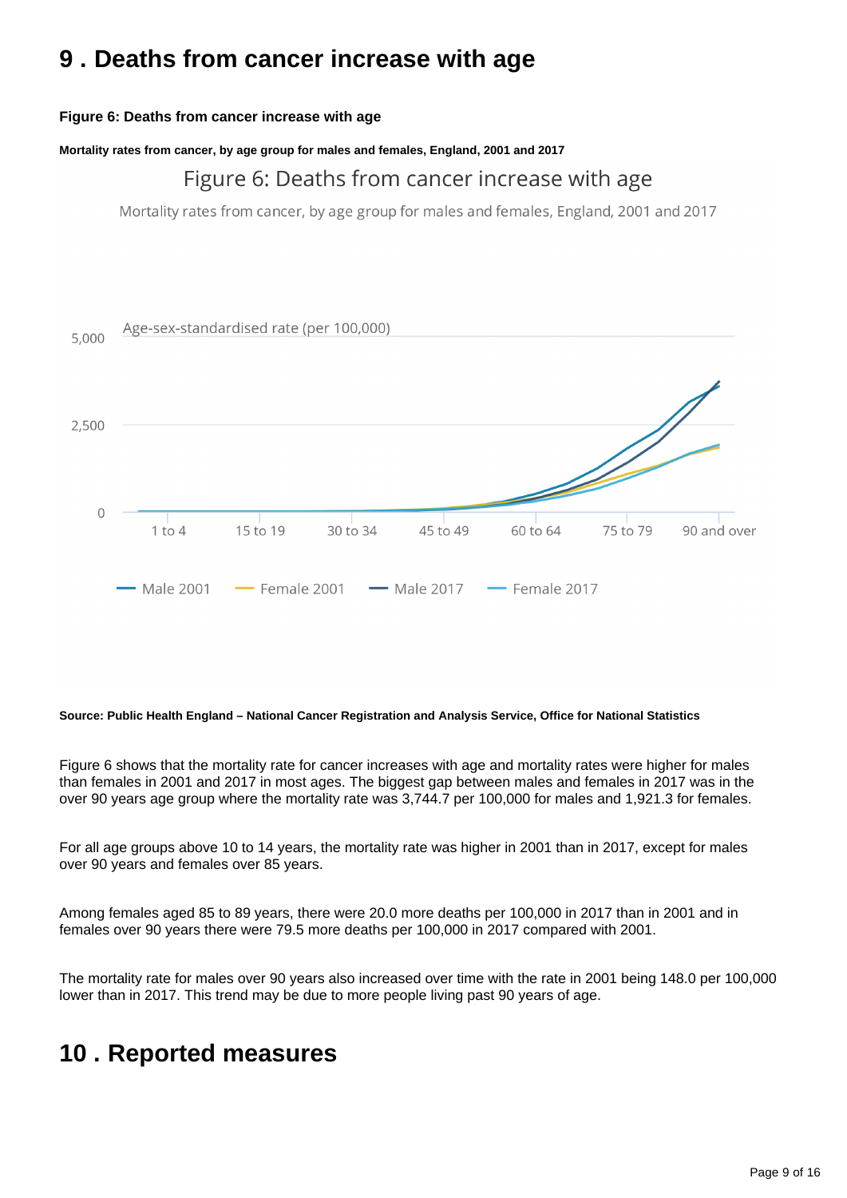# 9 . Deaths from cancer increase with age

**Figure 6: Deaths from cancer increase with age**

**Mortality rates from cancer, by age group for males and females, England, 2001 and 2017**

**Source: Public Health England – National Cancer Registration and Analysis Service, Office for National Statistics**

Figure 6 shows that the mortality rate for cancer increases with age and mortality rates were higher for males than females in 2001 and 2017 in most ages. The biggest gap between males and females in 2017 was in the over 90 years age group where the mortality rate was 3,744.7 per 100,000 for males and 1,921.3 for females.

For all age groups above 10 to 14 years, the mortality rate was higher in 2001 than in 2017, except for males over 90 years and females over 85 years.

Among females aged 85 to 89 years, there were 20.0 more deaths per 100,000 in 2017 than in 2001 and in females over 90 years there were 79.5 more deaths per 100,000 in 2017 compared with 2001.

The mortality rate for males over 90 years also increased over time with the rate in 2001 being 148.0 per 100,000 lower than in 2017. This trend may be due to more people living past 90 years of age.

# 10 . Reported measures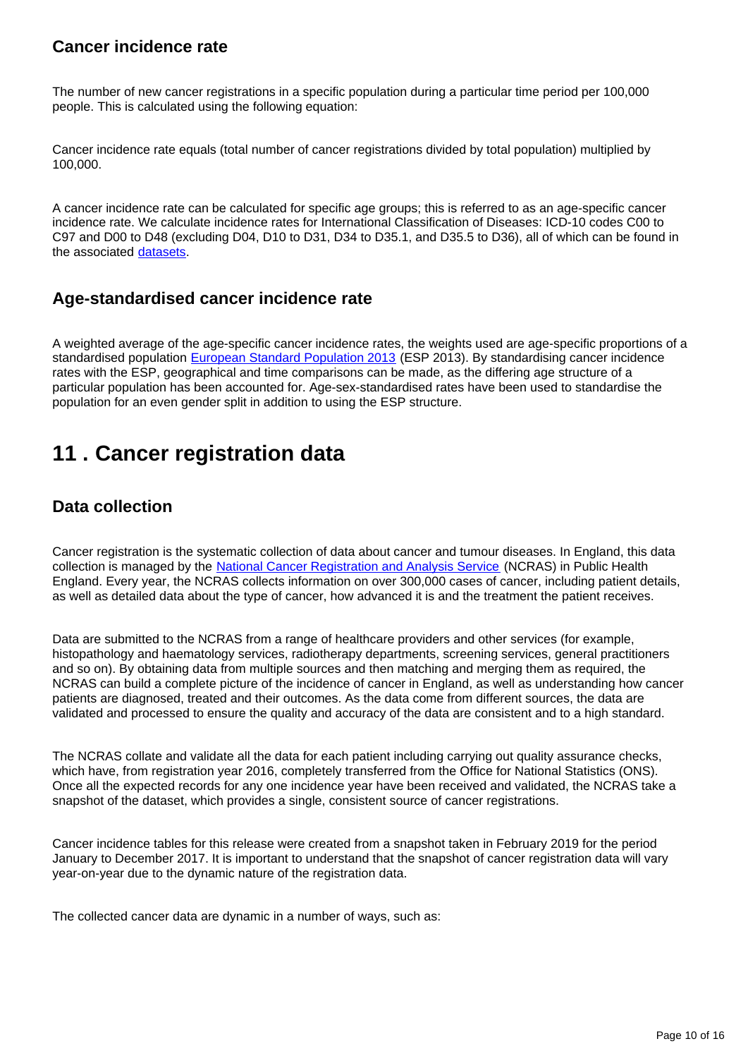### Cancer incidence rate

The number of new cancer registrations in a specific population during a particular time period per 100,000 people. This is calculated using the following equation:

Cancer incidence rate equals (total number of cancer registrations divided by total population) multiplied by 100,000.

A cancer incidence rate can be calculated for specific age groups; this is referred to as an age-specific cancer incidence rate. We calculate incidence rates for International Classification of Diseases: ICD-10 codes C00 to C97 and D00 to D48 (excluding D04, D10 to D31, D34 to D35.1, and D35.5 to D36), all of which can be found in the associated datasets.

### Age-standardised cancer incidence rate

A weighted average of the age-specific cancer incidence rates, the weights used are age-specific proportions of a standardised population European Standard Population 2013 (ESP 2013). By standardising cancer incidence rates with the ESP, geographical and time comparisons can be made, as the differing age structure of a particular population has been accounted for. Age-sex-standardised rates have been used to standardise the population for an even gender split in addition to using the ESP structure.

## 11 . Cancer registration data

### Data collection

Cancer registration is the systematic collection of data about cancer and tumour diseases. In England, this data collection is managed by the National Cancer Registration and Analysis Service (NCRAS) in Public Health England. Every year, the NCRAS collects information on over 300,000 cases of cancer, including patient details, as well as detailed data about the type of cancer, how advanced it is and the treatment the patient receives.

Data are submitted to the NCRAS from a range of healthcare providers and other services (for example, histopathology and haematology services, radiotherapy departments, screening services, general practitioners and so on). By obtaining data from multiple sources and then matching and merging them as required, the NCRAS can build a complete picture of the incidence of cancer in England, as well as understanding how cancer patients are diagnosed, treated and their outcomes. As the data come from different sources, the data are validated and processed to ensure the quality and accuracy of the data are consistent and to a high standard.

The NCRAS collate and validate all the data for each patient including carrying out quality assurance checks, which have, from registration year 2016, completely transferred from the Office for National Statistics (ONS). Once all the expected records for any one incidence year have been received and validated, the NCRAS take a snapshot of the dataset, which provides a single, consistent source of cancer registrations.

Cancer incidence tables for this release were created from a snapshot taken in February 2019 for the period January to December 2017. It is important to understand that the snapshot of cancer registration data will vary year-on-year due to the dynamic nature of the registration data.

The collected cancer data are dynamic in a number of ways, such as: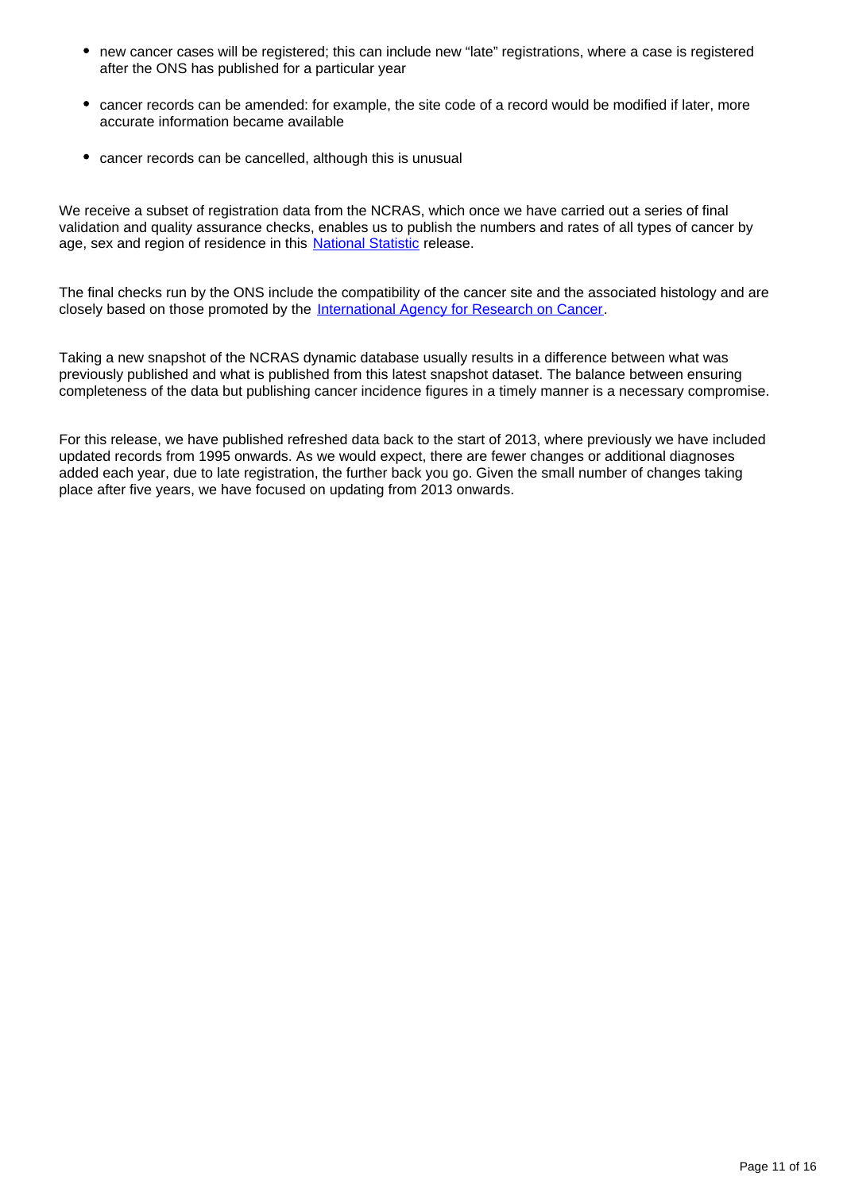- new cancer cases will be registered; this can include new “late” registrations, where a case is registered after the ONS has published for a particular year
- cancer records can be amended: for example, the site code of a record would be modified if later, more accurate information became available
- cancer records can be cancelled, although this is unusual

We receive a subset of registration data from the NCRAS, which once we have carried out a series of final validation and quality assurance checks, enables us to publish the numbers and rates of all types of cancer by age, sex and region of residence in this National Statistic release.

The final checks run by the ONS include the compatibility of the cancer site and the associated histology and are closely based on those promoted by the International Agency for Research on Cancer.

Taking a new snapshot of the NCRAS dynamic database usually results in a difference between what was previously published and what is published from this latest snapshot dataset. The balance between ensuring completeness of the data but publishing cancer incidence figures in a timely manner is a necessary compromise.

For this release, we have published refreshed data back to the start of 2013, where previously we have included updated records from 1995 onwards. As we would expect, there are fewer changes or additional diagnoses added each year, due to late registration, the further back you go. Given the small number of changes taking place after five years, we have focused on updating from 2013 onwards.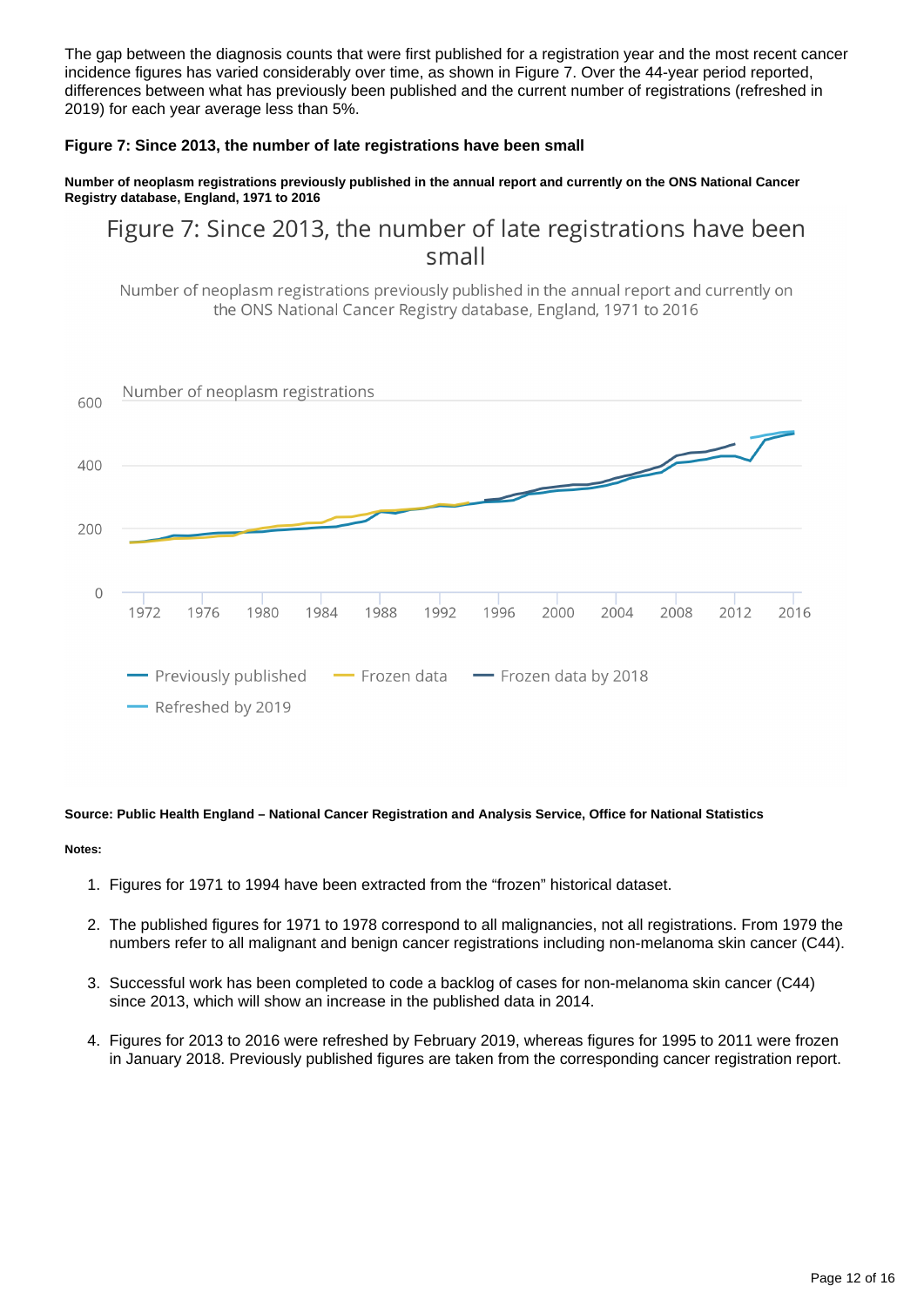The gap between the diagnosis counts that were first published for a registration year and the most recent cancer incidence figures has varied considerably over time, as shown in Figure 7. Over the 44-year period reported, differences between what has previously been published and the current number of registrations (refreshed in 2019) for each year average less than 5%.

**Figure 7: Since 2013, the number of late registrations have been small**

**Number of neoplasm registrations previously published in the annual report and currently on the ONS National Cancer Registry database, England, 1971 to 2016**

Figure 7: Since 2013, the number of late registrations have been small

Number of neoplasm registrations previously published in the annual report and currently on the ONS National Cancer Registry database, England, 1971 to 2016

Number of neoplasm registrations

Previously published — Frozen data — Frozen data by 2018 — Refreshed by 2019

**Source: Public Health England – National Cancer Registration and Analysis Service, Office for National Statistics**

**Notes:**

1. Figures for 1971 to 1994 have been extracted from the "frozen" historical dataset.
2. The published figures for 1971 to 1978 correspond to all malignancies, not all registrations. From 1979 the numbers refer to all malignant and benign cancer registrations including non-melanoma skin cancer (C44).
3. Successful work has been completed to code a backlog of cases for non-melanoma skin cancer (C44) since 2013, which will show an increase in the published data in 2014.
4. Figures for 2013 to 2016 were refreshed by February 2019, whereas figures for 1995 to 2011 were frozen in January 2018. Previously published figures are taken from the corresponding cancer registration report.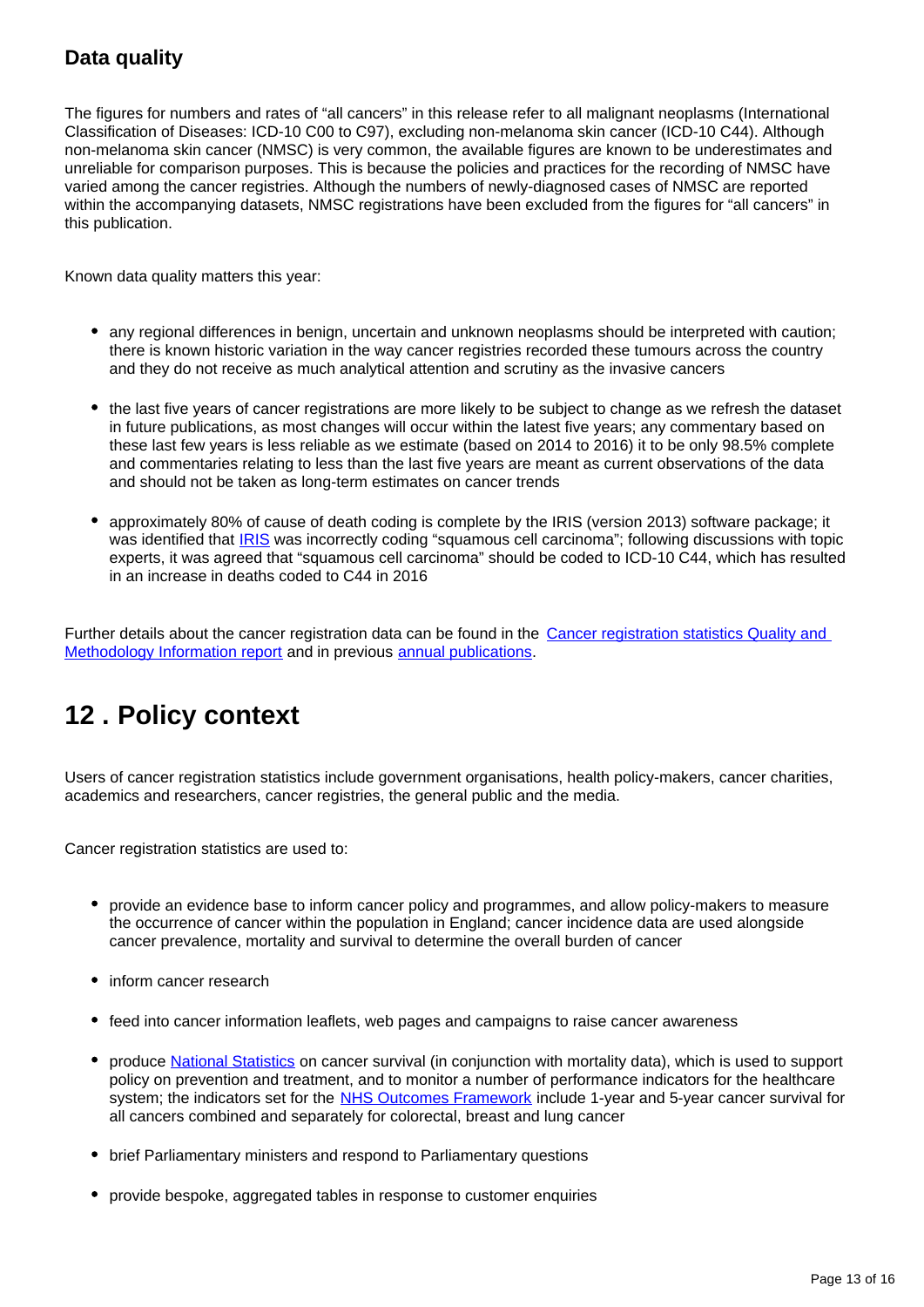### Data quality

The figures for numbers and rates of "all cancers" in this release refer to all malignant neoplasms (International Classification of Diseases: ICD-10 C00 to C97), excluding non-melanoma skin cancer (ICD-10 C44). Although non-melanoma skin cancer (NMSC) is very common, the available figures are known to be underestimates and unreliable for comparison purposes. This is because the policies and practices for the recording of NMSC have varied among the cancer registries. Although the numbers of newly-diagnosed cases of NMSC are reported within the accompanying datasets, NMSC registrations have been excluded from the figures for "all cancers" in this publication.

Known data quality matters this year:

- any regional differences in benign, uncertain and unknown neoplasms should be interpreted with caution; there is known historic variation in the way cancer registries recorded these tumours across the country and they do not receive as much analytical attention and scrutiny as the invasive cancers
- the last five years of cancer registrations are more likely to be subject to change as we refresh the dataset in future publications, as most changes will occur within the latest five years; any commentary based on these last few years is less reliable as we estimate (based on 2014 to 2016) it to be only 98.5% complete and commentaries relating to less than the last five years are meant as current observations of the data and should not be taken as long-term estimates on cancer trends
- approximately 80% of cause of death coding is complete by the IRIS (version 2013) software package; it was identified that IRIS was incorrectly coding "squamous cell carcinoma"; following discussions with topic experts, it was agreed that "squamous cell carcinoma" should be coded to ICD-10 C44, which has resulted in an increase in deaths coded to C44 in 2016

Further details about the cancer registration data can be found in the Cancer registration statistics Quality and Methodology Information report and in previous annual publications.

## 12 . Policy context

Users of cancer registration statistics include government organisations, health policy-makers, cancer charities, academics and researchers, cancer registries, the general public and the media.

Cancer registration statistics are used to:

- provide an evidence base to inform cancer policy and programmes, and allow policy-makers to measure the occurrence of cancer within the population in England; cancer incidence data are used alongside cancer prevalence, mortality and survival to determine the overall burden of cancer
- inform cancer research
- feed into cancer information leaflets, web pages and campaigns to raise cancer awareness
- produce National Statistics on cancer survival (in conjunction with mortality data), which is used to support policy on prevention and treatment, and to monitor a number of performance indicators for the healthcare system; the indicators set for the NHS Outcomes Framework include 1-year and 5-year cancer survival for all cancers combined and separately for colorectal, breast and lung cancer
- brief Parliamentary ministers and respond to Parliamentary questions
- provide bespoke, aggregated tables in response to customer enquiries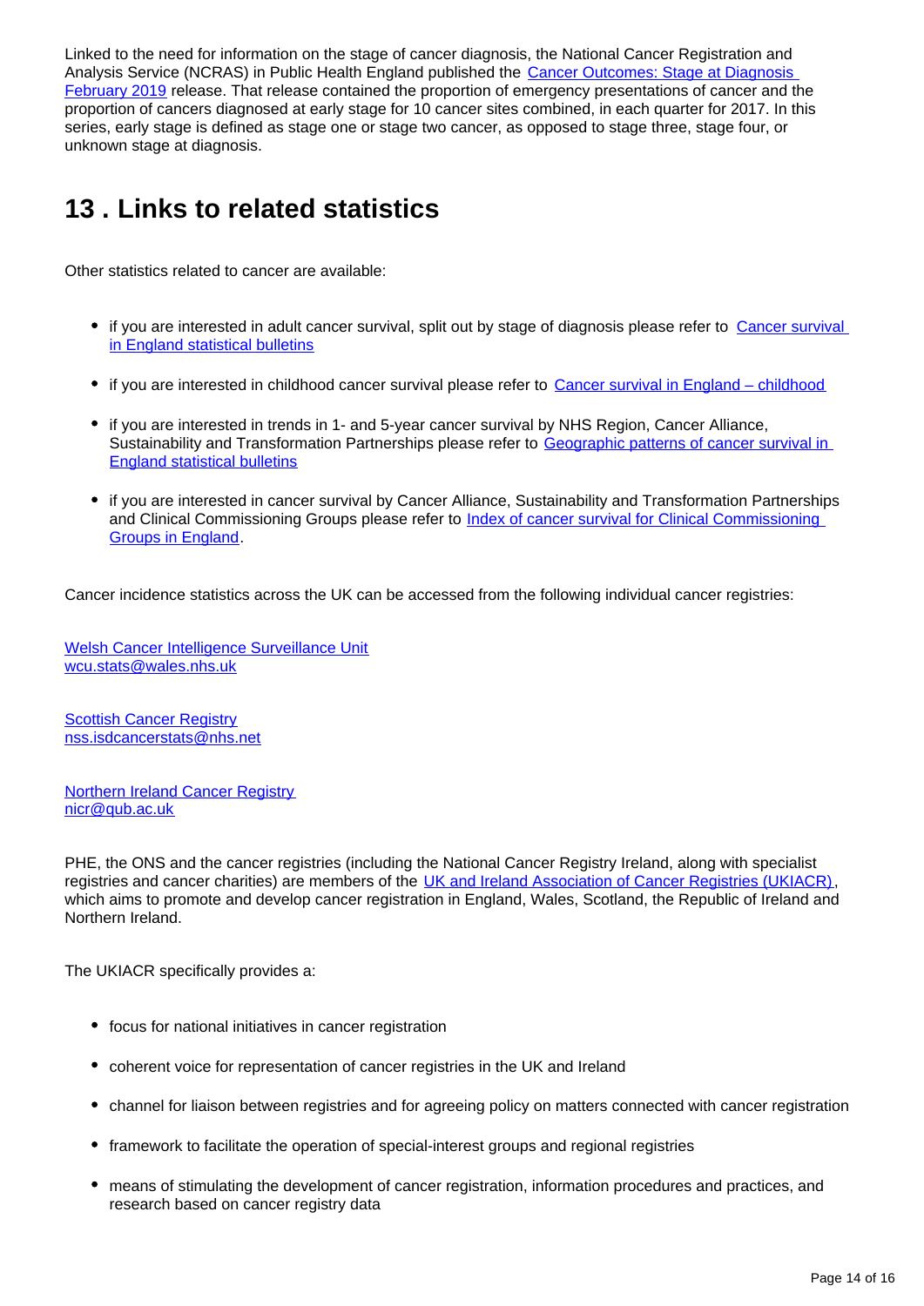Linked to the need for information on the stage of cancer diagnosis, the National Cancer Registration and Analysis Service (NCRAS) in Public Health England published the [Cancer Outcomes: Stage at Diagnosis February 2019]() release. That release contained the proportion of emergency presentations of cancer and the proportion of cancers diagnosed at early stage for 10 cancer sites combined, in each quarter for 2017. In this series, early stage is defined as stage one or stage two cancer, as opposed to stage three, stage four, or unknown stage at diagnosis.

## 13 . Links to related statistics

Other statistics related to cancer are available:

- if you are interested in adult cancer survival, split out by stage of diagnosis please refer to [Cancer survival in England statistical bulletins]()
- if you are interested in childhood cancer survival please refer to [Cancer survival in England – childhood]()
- if you are interested in trends in 1- and 5-year cancer survival by NHS Region, Cancer Alliance, Sustainability and Transformation Partnerships please refer to [Geographic patterns of cancer survival in England statistical bulletins]()
- if you are interested in cancer survival by Cancer Alliance, Sustainability and Transformation Partnerships and Clinical Commissioning Groups please refer to [Index of cancer survival for Clinical Commissioning Groups in England]().

Cancer incidence statistics across the UK can be accessed from the following individual cancer registries:

[Welsh Cancer Intelligence Surveillance Unit]()
[wcu.stats@wales.nhs.uk]()

[Scottish Cancer Registry]()
[nss.isdcancerstats@nhs.net]()

[Northern Ireland Cancer Registry]()
[nicr@qub.ac.uk]()

PHE, the ONS and the cancer registries (including the National Cancer Registry Ireland, along with specialist registries and cancer charities) are members of the [UK and Ireland Association of Cancer Registries (UKIACR)](), which aims to promote and develop cancer registration in England, Wales, Scotland, the Republic of Ireland and Northern Ireland.

The UKIACR specifically provides a:

- focus for national initiatives in cancer registration
- coherent voice for representation of cancer registries in the UK and Ireland
- channel for liaison between registries and for agreeing policy on matters connected with cancer registration
- framework to facilitate the operation of special-interest groups and regional registries
- means of stimulating the development of cancer registration, information procedures and practices, and research based on cancer registry data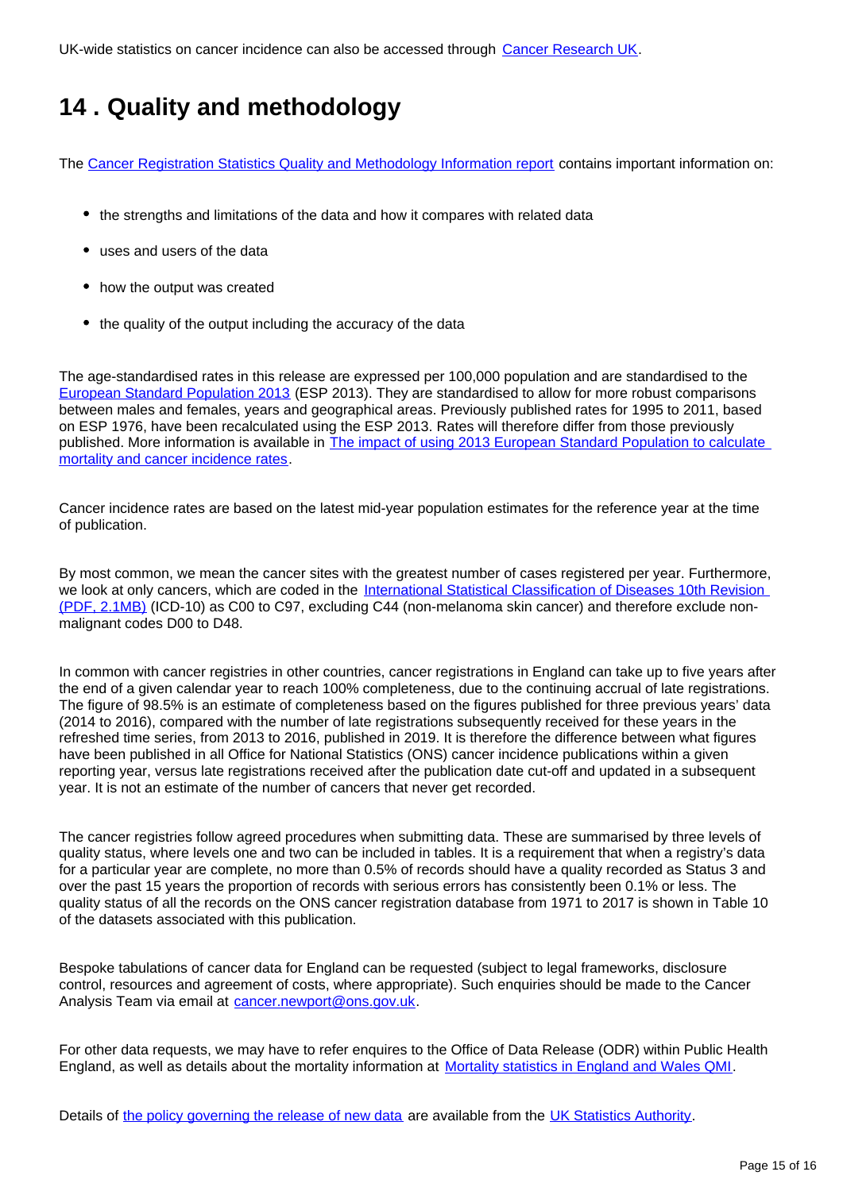UK-wide statistics on cancer incidence can also be accessed through [Cancer Research UK](#).

## 14 . Quality and methodology

The [Cancer Registration Statistics Quality and Methodology Information report](#) contains important information on:

- the strengths and limitations of the data and how it compares with related data
- uses and users of the data
- how the output was created
- the quality of the output including the accuracy of the data

The age-standardised rates in this release are expressed per 100,000 population and are standardised to the [European Standard Population 2013](#) (ESP 2013). They are standardised to allow for more robust comparisons between males and females, years and geographical areas. Previously published rates for 1995 to 2011, based on ESP 1976, have been recalculated using the ESP 2013. Rates will therefore differ from those previously published. More information is available in [The impact of using 2013 European Standard Population to calculate mortality and cancer incidence rates](#).

Cancer incidence rates are based on the latest mid-year population estimates for the reference year at the time of publication.

By most common, we mean the cancer sites with the greatest number of cases registered per year. Furthermore, we look at only cancers, which are coded in the [International Statistical Classification of Diseases 10th Revision (PDF, 2.1MB)](#) (ICD-10) as C00 to C97, excluding C44 (non-melanoma skin cancer) and therefore exclude non-malignant codes D00 to D48.

In common with cancer registries in other countries, cancer registrations in England can take up to five years after the end of a given calendar year to reach 100% completeness, due to the continuing accrual of late registrations. The figure of 98.5% is an estimate of completeness based on the figures published for three previous years' data (2014 to 2016), compared with the number of late registrations subsequently received for these years in the refreshed time series, from 2013 to 2016, published in 2019. It is therefore the difference between what figures have been published in all Office for National Statistics (ONS) cancer incidence publications within a given reporting year, versus late registrations received after the publication date cut-off and updated in a subsequent year. It is not an estimate of the number of cancers that never get recorded.

The cancer registries follow agreed procedures when submitting data. These are summarised by three levels of quality status, where levels one and two can be included in tables. It is a requirement that when a registry's data for a particular year are complete, no more than 0.5% of records should have a quality recorded as Status 3 and over the past 15 years the proportion of records with serious errors has consistently been 0.1% or less. The quality status of all the records on the ONS cancer registration database from 1971 to 2017 is shown in Table 10 of the datasets associated with this publication.

Bespoke tabulations of cancer data for England can be requested (subject to legal frameworks, disclosure control, resources and agreement of costs, where appropriate). Such enquiries should be made to the Cancer Analysis Team via email at [cancer.newport@ons.gov.uk](mailto:cancer.newport@ons.gov.uk).

For other data requests, we may have to refer enquires to the Office of Data Release (ODR) within Public Health England, as well as details about the mortality information at [Mortality statistics in England and Wales QMI](#).

Details of [the policy governing the release of new data](#) are available from the [UK Statistics Authority](#).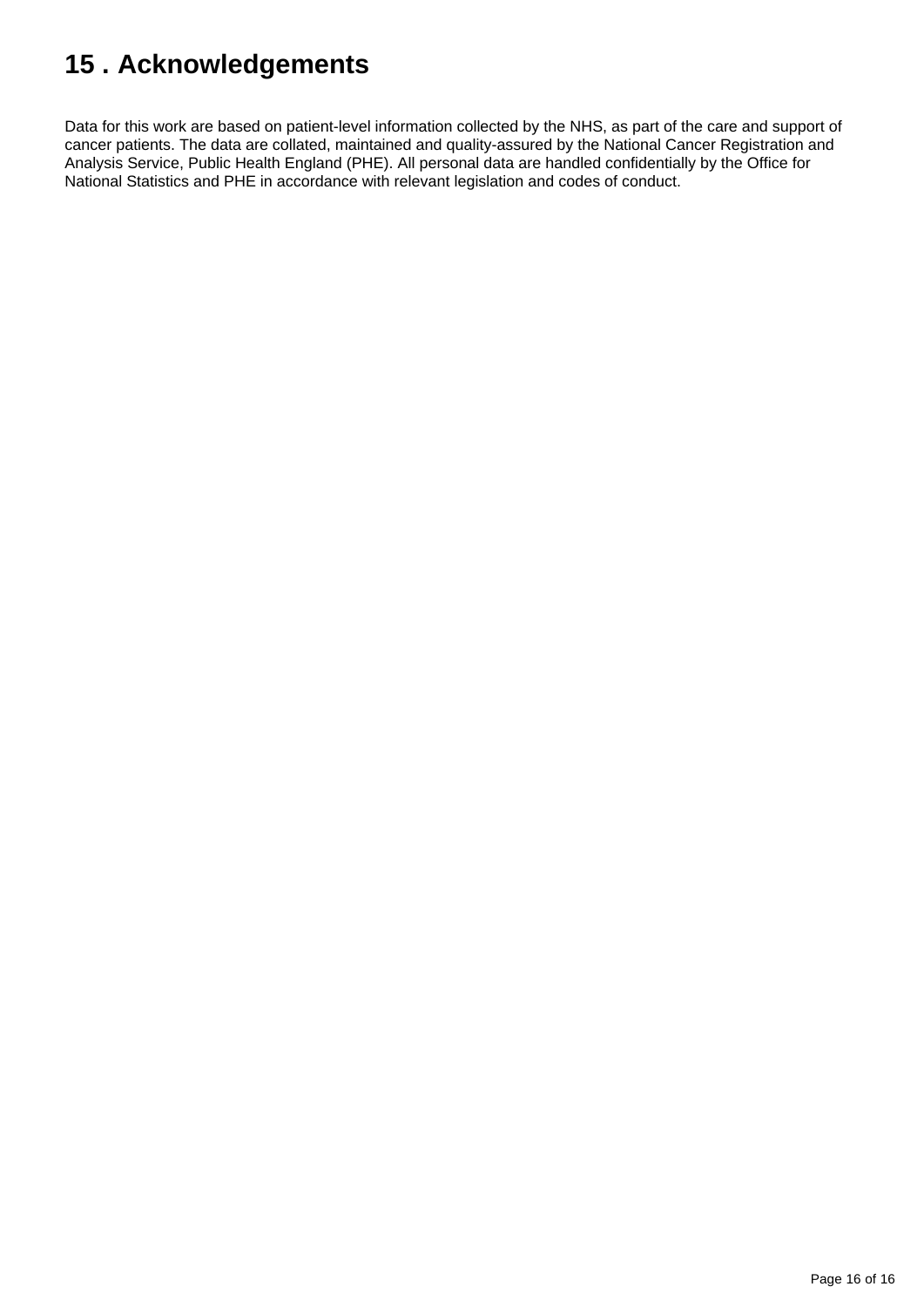# 15 . Acknowledgements

Data for this work are based on patient-level information collected by the NHS, as part of the care and support of cancer patients. The data are collated, maintained and quality-assured by the National Cancer Registration and Analysis Service, Public Health England (PHE). All personal data are handled confidentially by the Office for National Statistics and PHE in accordance with relevant legislation and codes of conduct.